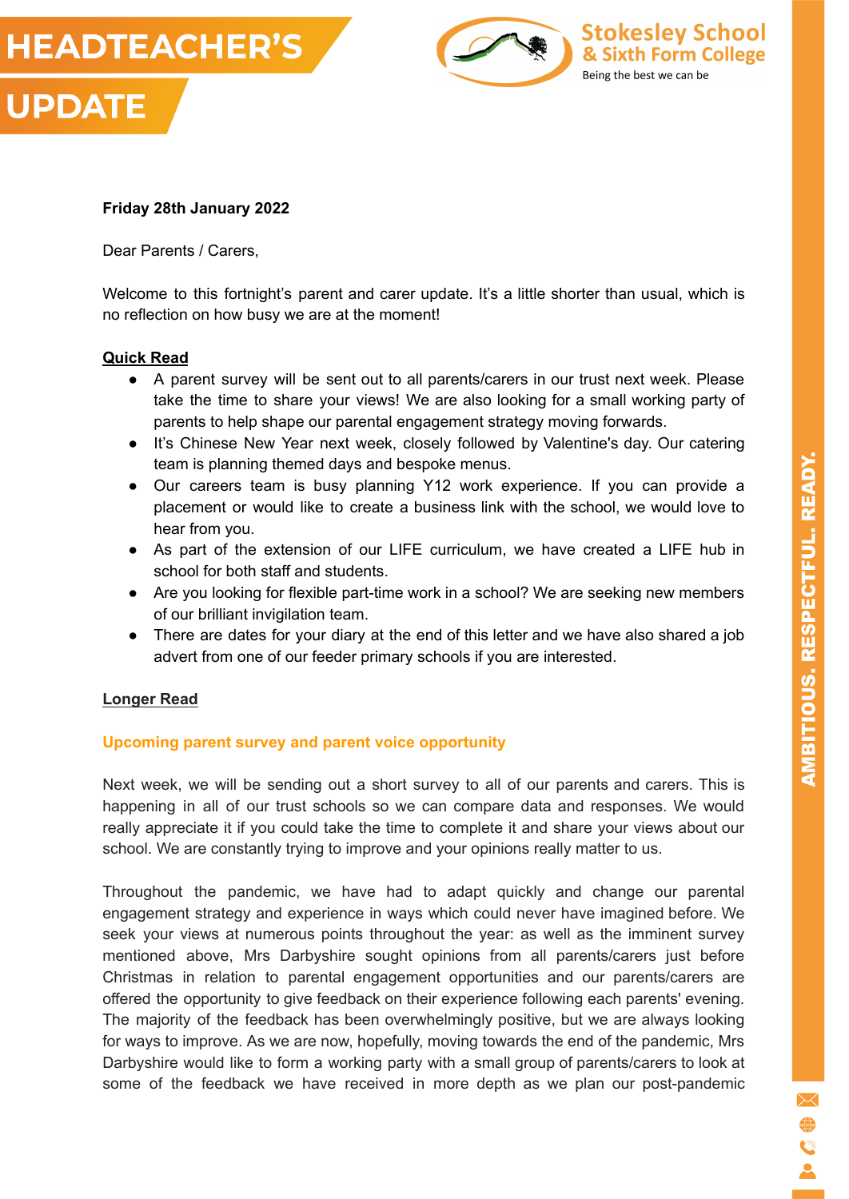# HEADTEACHER'S UPDATE

**Friday 28th January 2022**

Dear Parents / Carers,

Welcome to this fortnight's parent and carer update. It's a little shorter than usual, which is no reflection on how busy we are at the moment!

**Quick Read**

- A parent survey will be sent out to all parents/carers in our trust next week. Please take the time to share your views! We are also looking for a small working party of parents to help shape our parental engagement strategy moving forwards.
- It's Chinese New Year next week, closely followed by Valentine's day. Our catering team is planning themed days and bespoke menus.
- Our careers team is busy planning Y12 work experience. If you can provide a placement or would like to create a business link with the school, we would love to hear from you.
- As part of the extension of our LIFE curriculum, we have created a LIFE hub in school for both staff and students.
- Are you looking for flexible part-time work in a school? We are seeking new members of our brilliant invigilation team.
- There are dates for your diary at the end of this letter and we have also shared a job advert from one of our feeder primary schools if you are interested.

**Longer Read**

## Upcoming parent survey and parent voice opportunity

Next week, we will be sending out a short survey to all of our parents and carers. This is happening in all of our trust schools so we can compare data and responses. We would really appreciate it if you could take the time to complete it and share your views about our school. We are constantly trying to improve and your opinions really matter to us.

Throughout the pandemic, we have had to adapt quickly and change our parental engagement strategy and experience in ways which could never have imagined before. We seek your views at numerous points throughout the year: as well as the imminent survey mentioned above, Mrs Darbyshire sought opinions from all parents/carers just before Christmas in relation to parental engagement opportunities and our parents/carers are offered the opportunity to give feedback on their experience following each parents' evening. The majority of the feedback has been overwhelmingly positive, but we are always looking for ways to improve. As we are now, hopefully, moving towards the end of the pandemic, Mrs Darbyshire would like to form a working party with a small group of parents/carers to look at some of the feedback we have received in more depth as we plan our post-pandemic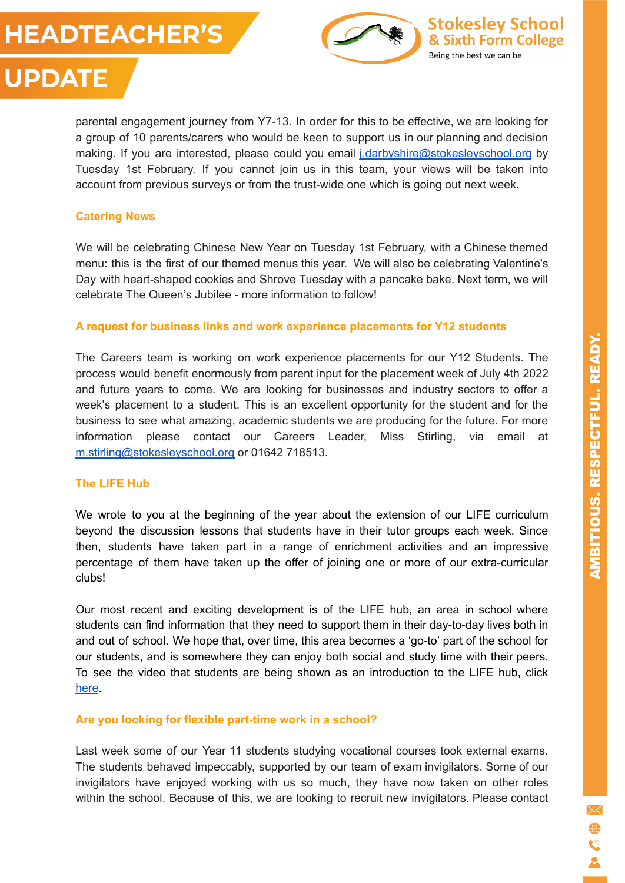parental engagement journey from Y7-13. In order for this to be effective, we are looking for a group of 10 parents/carers who would be keen to support us in our planning and decision making. If you are interested, please could you email j.darbyshire@stokesleyschool.org by Tuesday 1st February. If you cannot join us in this team, your views will be taken into account from previous surveys or from the trust-wide one which is going out next week.

### Catering News

We will be celebrating Chinese New Year on Tuesday 1st February, with a Chinese themed menu: this is the first of our themed menus this year. We will also be celebrating Valentine's Day with heart-shaped cookies and Shrove Tuesday with a pancake bake. Next term, we will celebrate The Queen's Jubilee - more information to follow!

### A request for business links and work experience placements for Y12 students

The Careers team is working on work experience placements for our Y12 Students. The process would benefit enormously from parent input for the placement week of July 4th 2022 and future years to come. We are looking for businesses and industry sectors to offer a week's placement to a student. This is an excellent opportunity for the student and for the business to see what amazing, academic students we are producing for the future. For more information please contact our Careers Leader, Miss Stirling, via email at m.stirling@stokesleyschool.org or 01642 718513.

### The LIFE Hub

We wrote to you at the beginning of the year about the extension of our LIFE curriculum beyond the discussion lessons that students have in their tutor groups each week. Since then, students have taken part in a range of enrichment activities and an impressive percentage of them have taken up the offer of joining one or more of our extra-curricular clubs!

Our most recent and exciting development is of the LIFE hub, an area in school where students can find information that they need to support them in their day-to-day lives both in and out of school. We hope that, over time, this area becomes a 'go-to' part of the school for our students, and is somewhere they can enjoy both social and study time with their peers. To see the video that students are being shown as an introduction to the LIFE hub, click here.

### Are you looking for flexible part-time work in a school?

Last week some of our Year 11 students studying vocational courses took external exams. The students behaved impeccably, supported by our team of exam invigilators. Some of our invigilators have enjoyed working with us so much, they have now taken on other roles within the school. Because of this, we are looking to recruit new invigilators. Please contact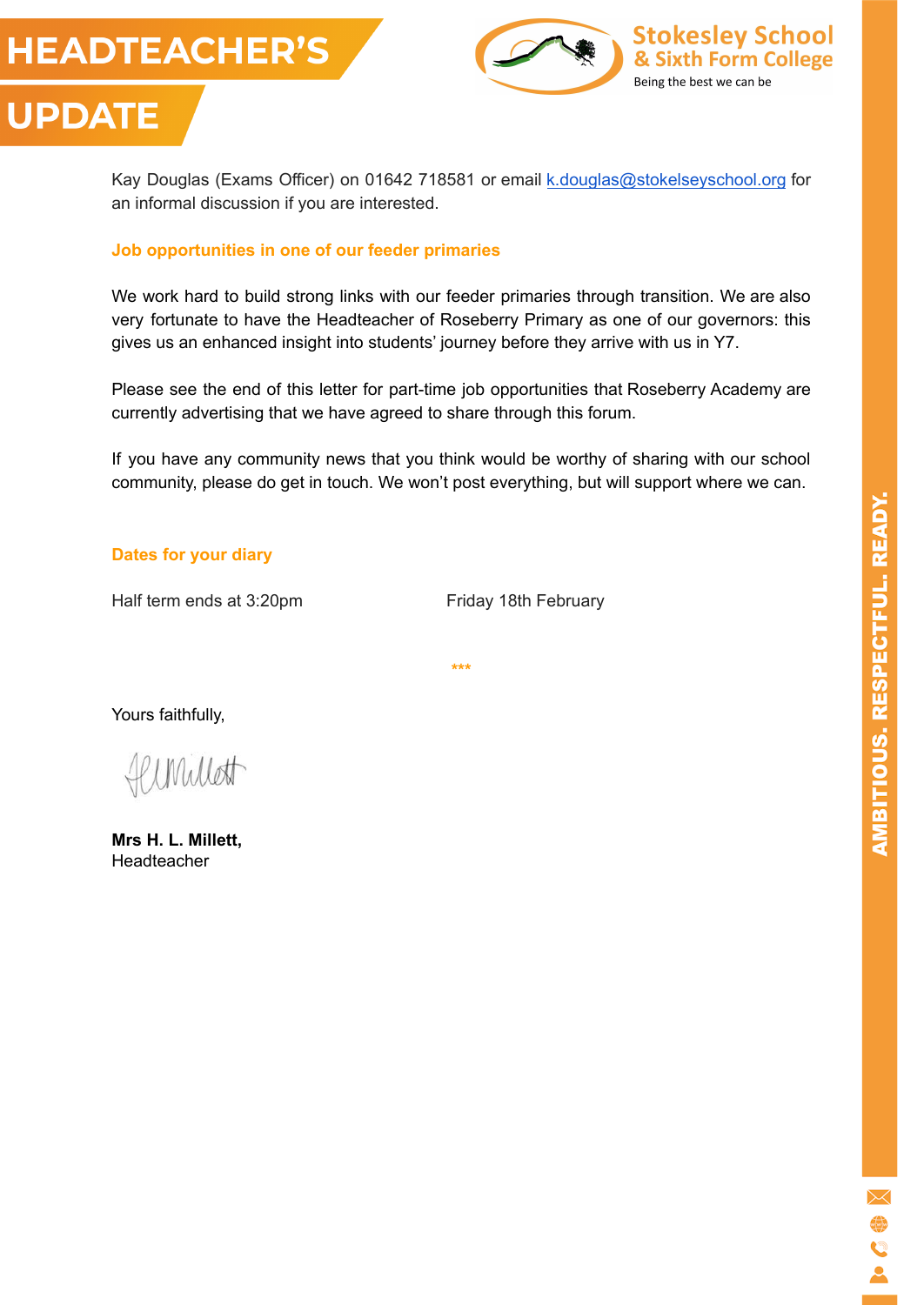Kay Douglas (Exams Officer) on 01642 718581 or email [k.douglas@stokelseyschool.org](mailto:k.douglas@stokelseyschool.org) for an informal discussion if you are interested.

### Job opportunities in one of our feeder primaries

We work hard to build strong links with our feeder primaries through transition. We are also very fortunate to have the Headteacher of Roseberry Primary as one of our governors: this gives us an enhanced insight into students' journey before they arrive with us in Y7.

Please see the end of this letter for part-time job opportunities that Roseberry Academy are currently advertising that we have agreed to share through this forum.

If you have any community news that you think would be worthy of sharing with our school community, please do get in touch. We won't post everything, but will support where we can.

### Dates for your diary

| | |
|---|---|
| Half term ends at 3:20pm | Friday 18th February |

***

Yours faithfully,

**Mrs H. L. Millett,**
Headteacher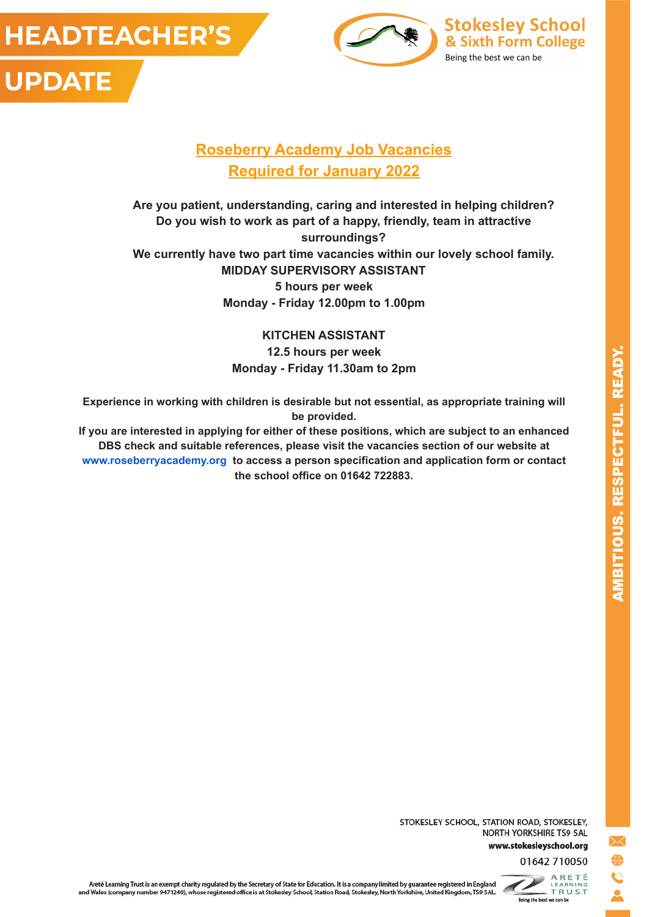## Roseberry Academy Job Vacancies
## Required for January 2022

**Are you patient, understanding, caring and interested in helping children?**
**Do you wish to work as part of a happy, friendly, team in attractive surroundings?**
**We currently have two part time vacancies within our lovely school family.**

**MIDDAY SUPERVISORY ASSISTANT**
**5 hours per week**
**Monday - Friday 12.00pm to 1.00pm**

**KITCHEN ASSISTANT**
**12.5 hours per week**
**Monday - Friday 11.30am to 2pm**

**Experience in working with children is desirable but not essential, as appropriate training will be provided.**
**If you are interested in applying for either of these positions, which are subject to an enhanced DBS check and suitable references, please visit the vacancies section of our website at www.roseberryacademy.org to access a person specification and application form or contact the school office on 01642 722883.**